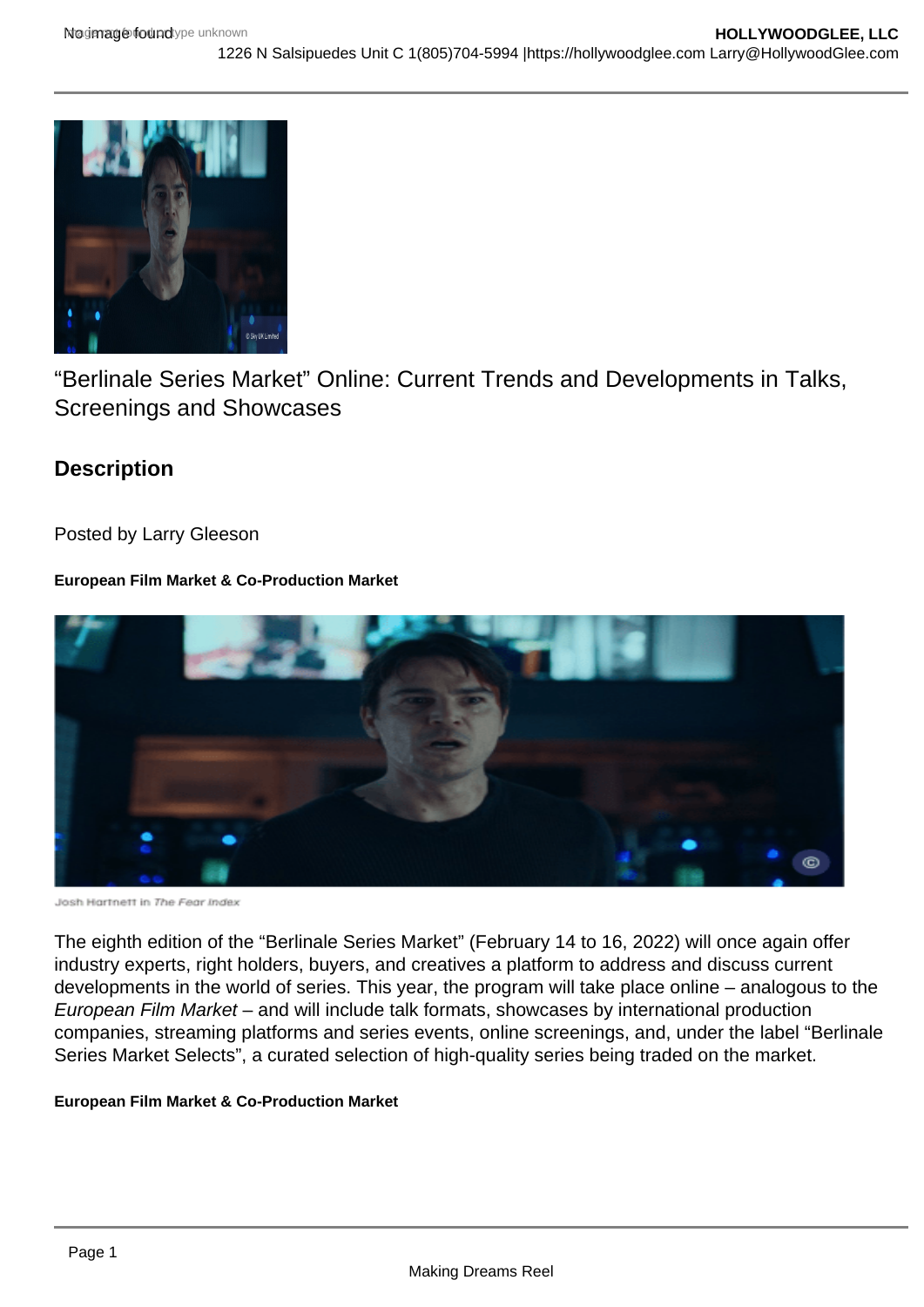“Berlinale Series Market” Online: Current Trends and Developments in Talks, Screenings and Showcases

## Description

Posted by Larry Gleeson

**European Film Market & Co-Production Market**

Josh Hartnett in *The Fear Index*

The eighth edition of the “Berlinale Series Market” (February 14 to 16, 2022) will once again offer industry experts, right holders, buyers, and creatives a platform to address and discuss current developments in the world of series. This year, the program will take place online – analogous to the *European Film Market* – and will include talk formats, showcases by international production companies, streaming platforms and series events, online screenings, and, under the label “Berlinale Series Market Selects”, a curated selection of high-quality series being traded on the market.

**European Film Market & Co-Production Market**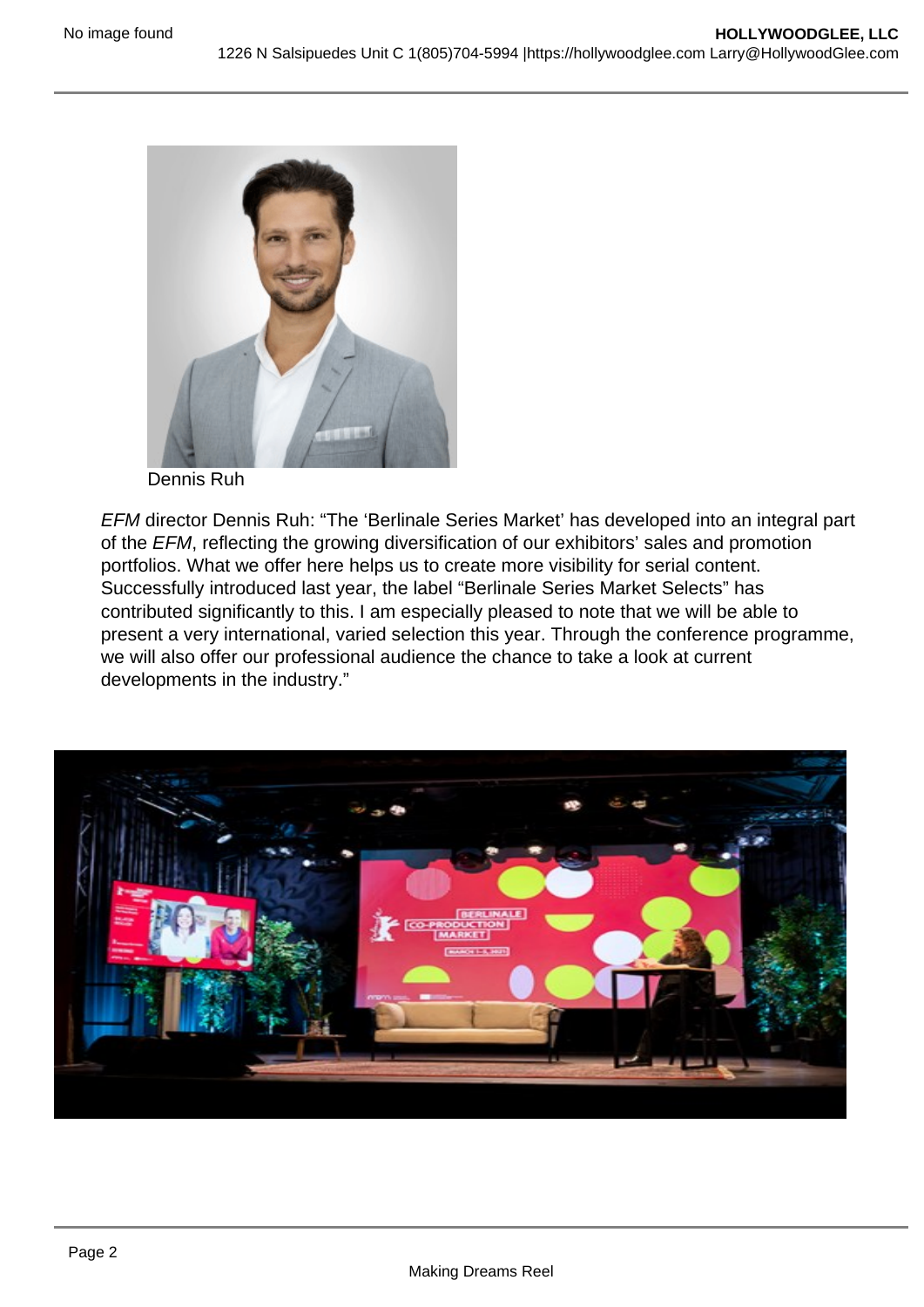Dennis Ruh

*EFM* director Dennis Ruh: “The ‘Berlinale Series Market’ has developed into an integral part of the *EFM*, reflecting the growing diversification of our exhibitors’ sales and promotion portfolios. What we offer here helps us to create more visibility for serial content. Successfully introduced last year, the label “Berlinale Series Market Selects” has contributed significantly to this. I am especially pleased to note that we will be able to present a very international, varied selection this year. Through the conference programme, we will also offer our professional audience the chance to take a look at current developments in the industry.”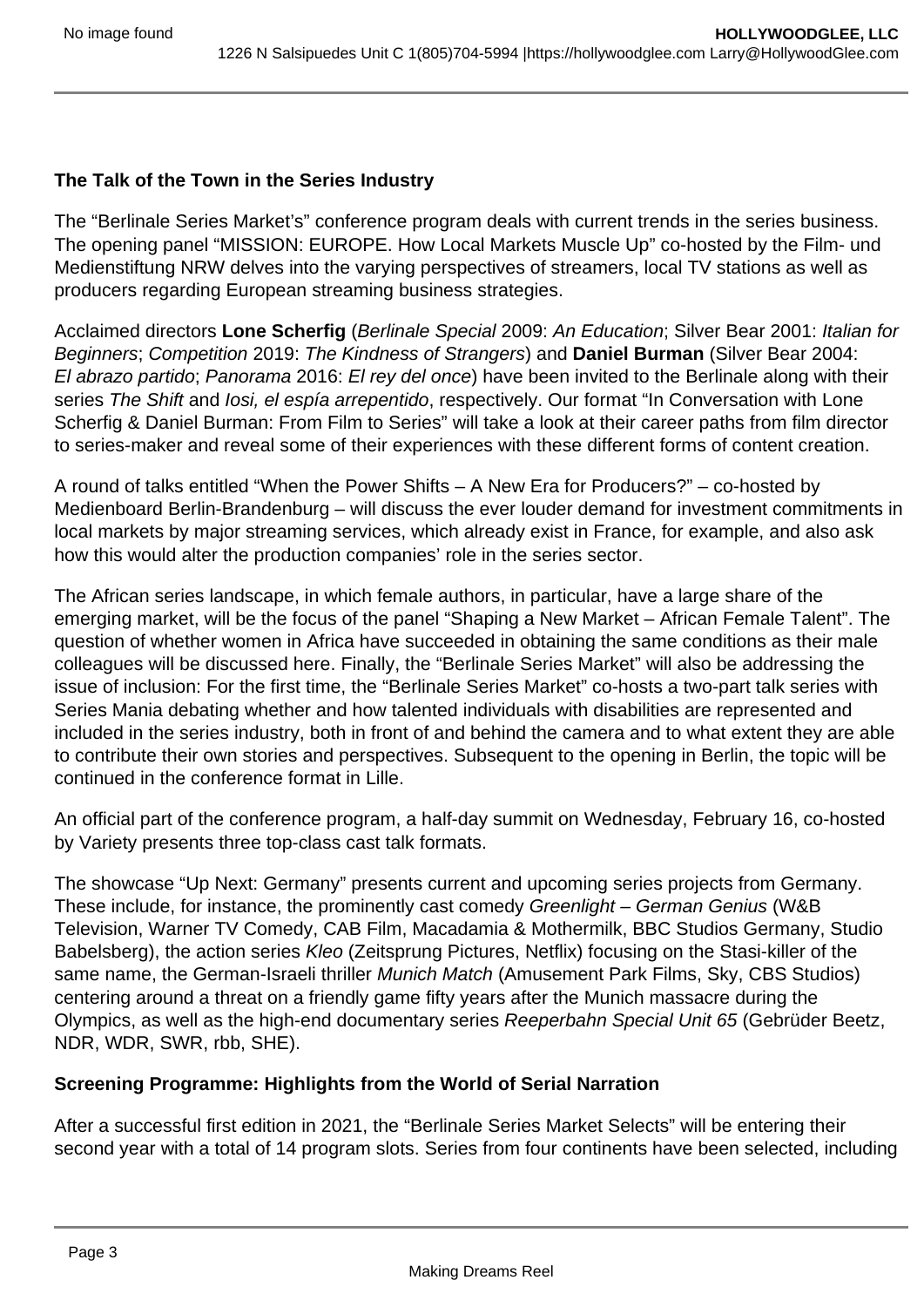**The Talk of the Town in the Series Industry**

The “Berlinale Series Market’s” conference program deals with current trends in the series business. The opening panel “MISSION: EUROPE. How Local Markets Muscle Up” co-hosted by the Film- und Medienstiftung NRW delves into the varying perspectives of streamers, local TV stations as well as producers regarding European streaming business strategies.

Acclaimed directors **Lone Scherfig** (*Berlinale Special* 2009: *An Education*; Silver Bear 2001: *Italian for Beginners*; *Competition* 2019: *The Kindness of Strangers*) and **Daniel Burman** (Silver Bear 2004: *El abrazo partido*; *Panorama* 2016: *El rey del once*) have been invited to the Berlinale along with their series *The Shift* and *Iosi, el espía arrepentido*, respectively. Our format “In Conversation with Lone Scherfig & Daniel Burman: From Film to Series” will take a look at their career paths from film director to series-maker and reveal some of their experiences with these different forms of content creation.

A round of talks entitled “When the Power Shifts – A New Era for Producers?” – co-hosted by Medienboard Berlin-Brandenburg – will discuss the ever louder demand for investment commitments in local markets by major streaming services, which already exist in France, for example, and also ask how this would alter the production companies’ role in the series sector.

The African series landscape, in which female authors, in particular, have a large share of the emerging market, will be the focus of the panel “Shaping a New Market – African Female Talent”. The question of whether women in Africa have succeeded in obtaining the same conditions as their male colleagues will be discussed here. Finally, the “Berlinale Series Market” will also be addressing the issue of inclusion: For the first time, the “Berlinale Series Market” co-hosts a two-part talk series with Series Mania debating whether and how talented individuals with disabilities are represented and included in the series industry, both in front of and behind the camera and to what extent they are able to contribute their own stories and perspectives. Subsequent to the opening in Berlin, the topic will be continued in the conference format in Lille.

An official part of the conference program, a half-day summit on Wednesday, February 16, co-hosted by Variety presents three top-class cast talk formats.

The showcase “Up Next: Germany” presents current and upcoming series projects from Germany. These include, for instance, the prominently cast comedy *Greenlight – German Genius* (W&B Television, Warner TV Comedy, CAB Film, Macadamia & Mothermilk, BBC Studios Germany, Studio Babelsberg), the action series *Kleo* (Zeitsprung Pictures, Netflix) focusing on the Stasi-killer of the same name, the German-Israeli thriller *Munich Match* (Amusement Park Films, Sky, CBS Studios) centering around a threat on a friendly game fifty years after the Munich massacre during the Olympics, as well as the high-end documentary series *Reeperbahn Special Unit 65* (Gebrüder Beetz, NDR, WDR, SWR, rbb, SHE).

**Screening Programme: Highlights from the World of Serial Narration**

After a successful first edition in 2021, the “Berlinale Series Market Selects” will be entering their second year with a total of 14 program slots. Series from four continents have been selected, including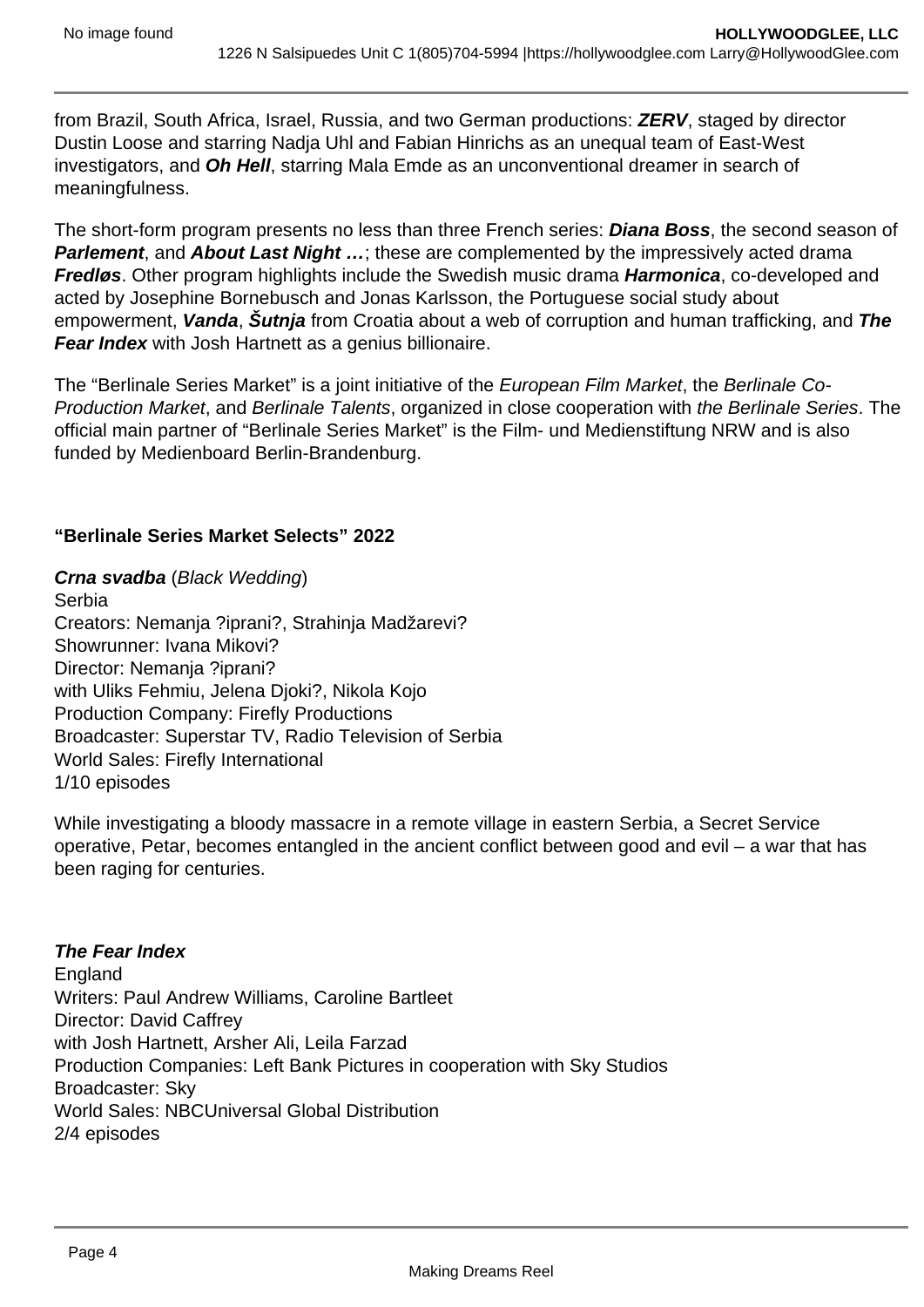from Brazil, South Africa, Israel, Russia, and two German productions: ***ZERV***, staged by director Dustin Loose and starring Nadja Uhl and Fabian Hinrichs as an unequal team of East-West investigators, and ***Oh Hell***, starring Mala Emde as an unconventional dreamer in search of meaningfulness.

The short-form program presents no less than three French series: ***Diana Boss***, the second season of ***Parlement***, and ***About Last Night …***; these are complemented by the impressively acted drama ***Fredløs***. Other program highlights include the Swedish music drama ***Harmonica***, co-developed and acted by Josephine Bornebusch and Jonas Karlsson, the Portuguese social study about empowerment, ***Vanda***, ***Šutnja*** from Croatia about a web of corruption and human trafficking, and ***The Fear Index*** with Josh Hartnett as a genius billionaire.

The "Berlinale Series Market" is a joint initiative of the *European Film Market*, the *Berlinale Co-Production Market*, and *Berlinale Talents*, organized in close cooperation with *the Berlinale Series*. The official main partner of "Berlinale Series Market" is the Film- und Medienstiftung NRW and is also funded by Medienboard Berlin-Brandenburg.

**"Berlinale Series Market Selects" 2022**

***Crna svadba*** (*Black Wedding*)
Serbia
Creators: Nemanja ?iprani?, Strahinja Madžarevi?
Showrunner: Ivana Mikovi?
Director: Nemanja ?iprani?
with Uliks Fehmiu, Jelena Djoki?, Nikola Kojo
Production Company: Firefly Productions
Broadcaster: Superstar TV, Radio Television of Serbia
World Sales: Firefly International
1/10 episodes

While investigating a bloody massacre in a remote village in eastern Serbia, a Secret Service operative, Petar, becomes entangled in the ancient conflict between good and evil – a war that has been raging for centuries.

***The Fear Index***
England
Writers: Paul Andrew Williams, Caroline Bartleet
Director: David Caffrey
with Josh Hartnett, Arsher Ali, Leila Farzad
Production Companies: Left Bank Pictures in cooperation with Sky Studios
Broadcaster: Sky
World Sales: NBCUniversal Global Distribution
2/4 episodes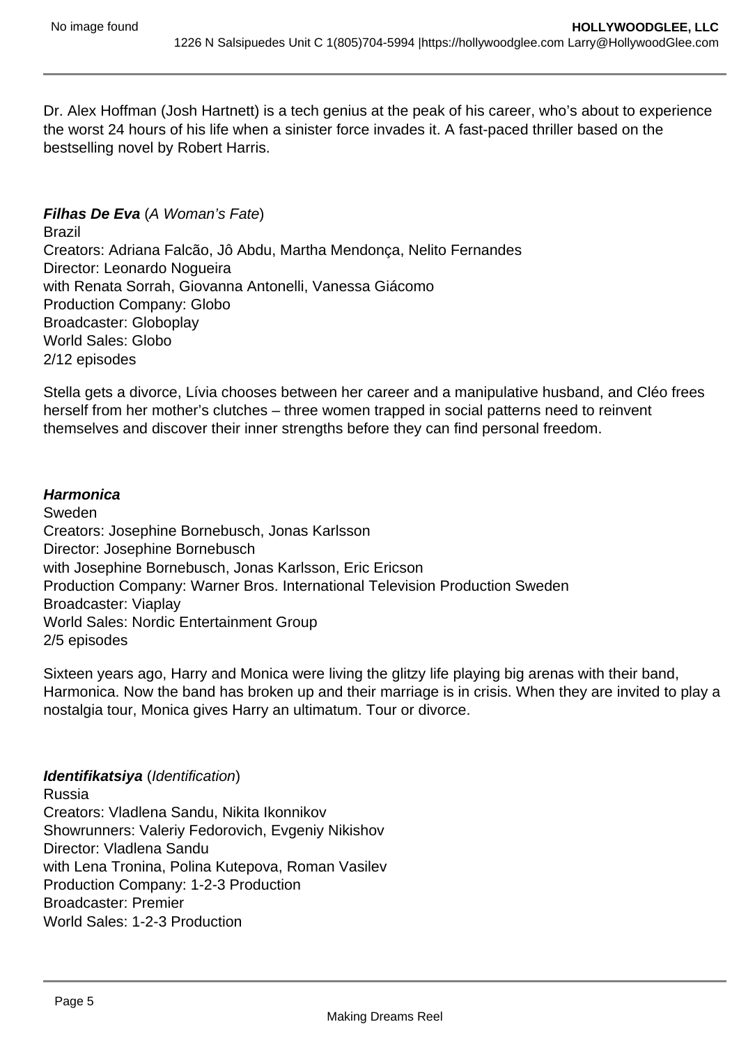Dr. Alex Hoffman (Josh Hartnett) is a tech genius at the peak of his career, who's about to experience the worst 24 hours of his life when a sinister force invades it. A fast-paced thriller based on the bestselling novel by Robert Harris.

***Filhas De Eva*** (*A Woman's Fate*)
Brazil
Creators: Adriana Falcão, Jô Abdu, Martha Mendonça, Nelito Fernandes
Director: Leonardo Nogueira
with Renata Sorrah, Giovanna Antonelli, Vanessa Giácomo
Production Company: Globo
Broadcaster: Globoplay
World Sales: Globo
2/12 episodes

Stella gets a divorce, Lívia chooses between her career and a manipulative husband, and Cléo frees herself from her mother's clutches – three women trapped in social patterns need to reinvent themselves and discover their inner strengths before they can find personal freedom.

***Harmonica***
Sweden
Creators: Josephine Bornebusch, Jonas Karlsson
Director: Josephine Bornebusch
with Josephine Bornebusch, Jonas Karlsson, Eric Ericson
Production Company: Warner Bros. International Television Production Sweden
Broadcaster: Viaplay
World Sales: Nordic Entertainment Group
2/5 episodes

Sixteen years ago, Harry and Monica were living the glitzy life playing big arenas with their band, Harmonica. Now the band has broken up and their marriage is in crisis. When they are invited to play a nostalgia tour, Monica gives Harry an ultimatum. Tour or divorce.

***Identifikatsiya*** (*Identification*)
Russia
Creators: Vladlena Sandu, Nikita Ikonnikov
Showrunners: Valeriy Fedorovich, Evgeniy Nikishov
Director: Vladlena Sandu
with Lena Tronina, Polina Kutepova, Roman Vasilev
Production Company: 1-2-3 Production
Broadcaster: Premier
World Sales: 1-2-3 Production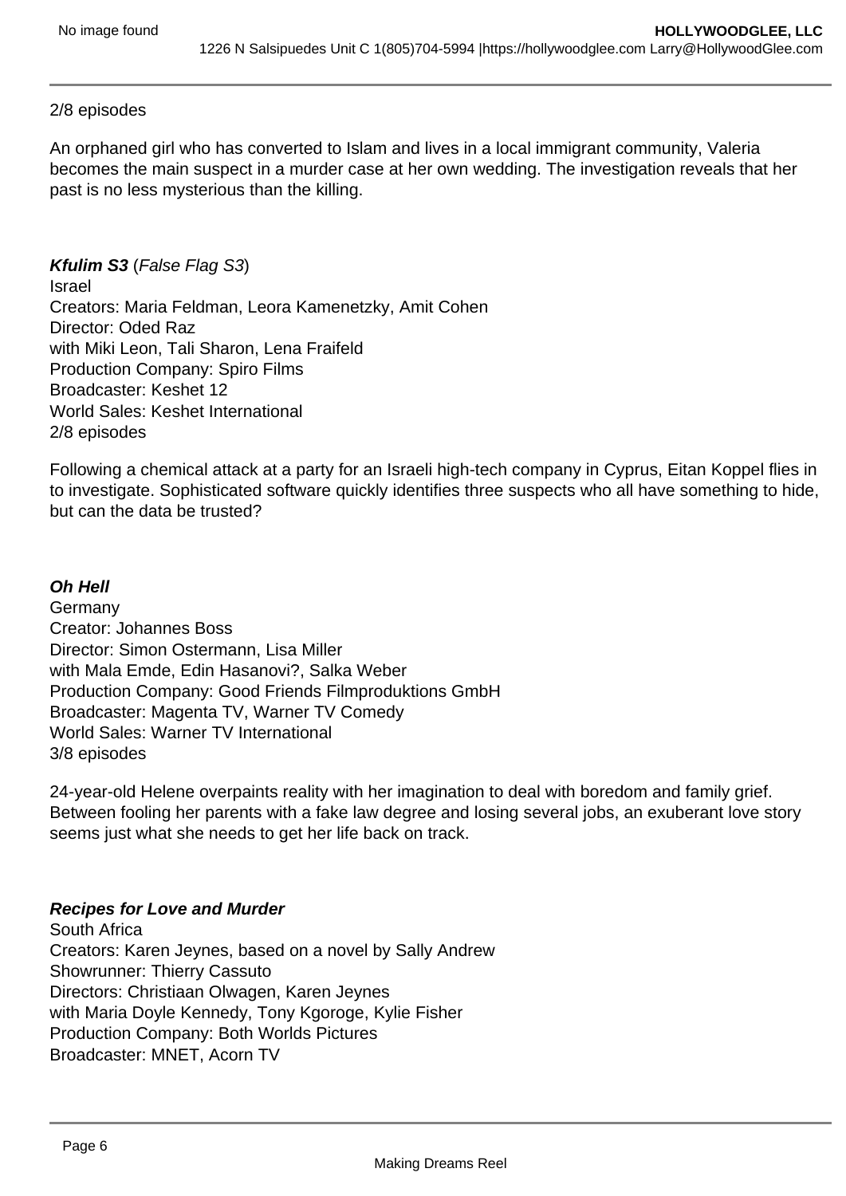2/8 episodes

An orphaned girl who has converted to Islam and lives in a local immigrant community, Valeria becomes the main suspect in a murder case at her own wedding. The investigation reveals that her past is no less mysterious than the killing.

***Kfulim S3*** (*False Flag S3*)
Israel
Creators: Maria Feldman, Leora Kamenetzky, Amit Cohen
Director: Oded Raz
with Miki Leon, Tali Sharon, Lena Fraifeld
Production Company: Spiro Films
Broadcaster: Keshet 12
World Sales: Keshet International
2/8 episodes

Following a chemical attack at a party for an Israeli high-tech company in Cyprus, Eitan Koppel flies in to investigate. Sophisticated software quickly identifies three suspects who all have something to hide, but can the data be trusted?

***Oh Hell***
Germany
Creator: Johannes Boss
Director: Simon Ostermann, Lisa Miller
with Mala Emde, Edin Hasanovi?, Salka Weber
Production Company: Good Friends Filmproduktions GmbH
Broadcaster: Magenta TV, Warner TV Comedy
World Sales: Warner TV International
3/8 episodes

24-year-old Helene overpaints reality with her imagination to deal with boredom and family grief. Between fooling her parents with a fake law degree and losing several jobs, an exuberant love story seems just what she needs to get her life back on track.

***Recipes for Love and Murder***
South Africa
Creators: Karen Jeynes, based on a novel by Sally Andrew
Showrunner: Thierry Cassuto
Directors: Christiaan Olwagen, Karen Jeynes
with Maria Doyle Kennedy, Tony Kgoroge, Kylie Fisher
Production Company: Both Worlds Pictures
Broadcaster: MNET, Acorn TV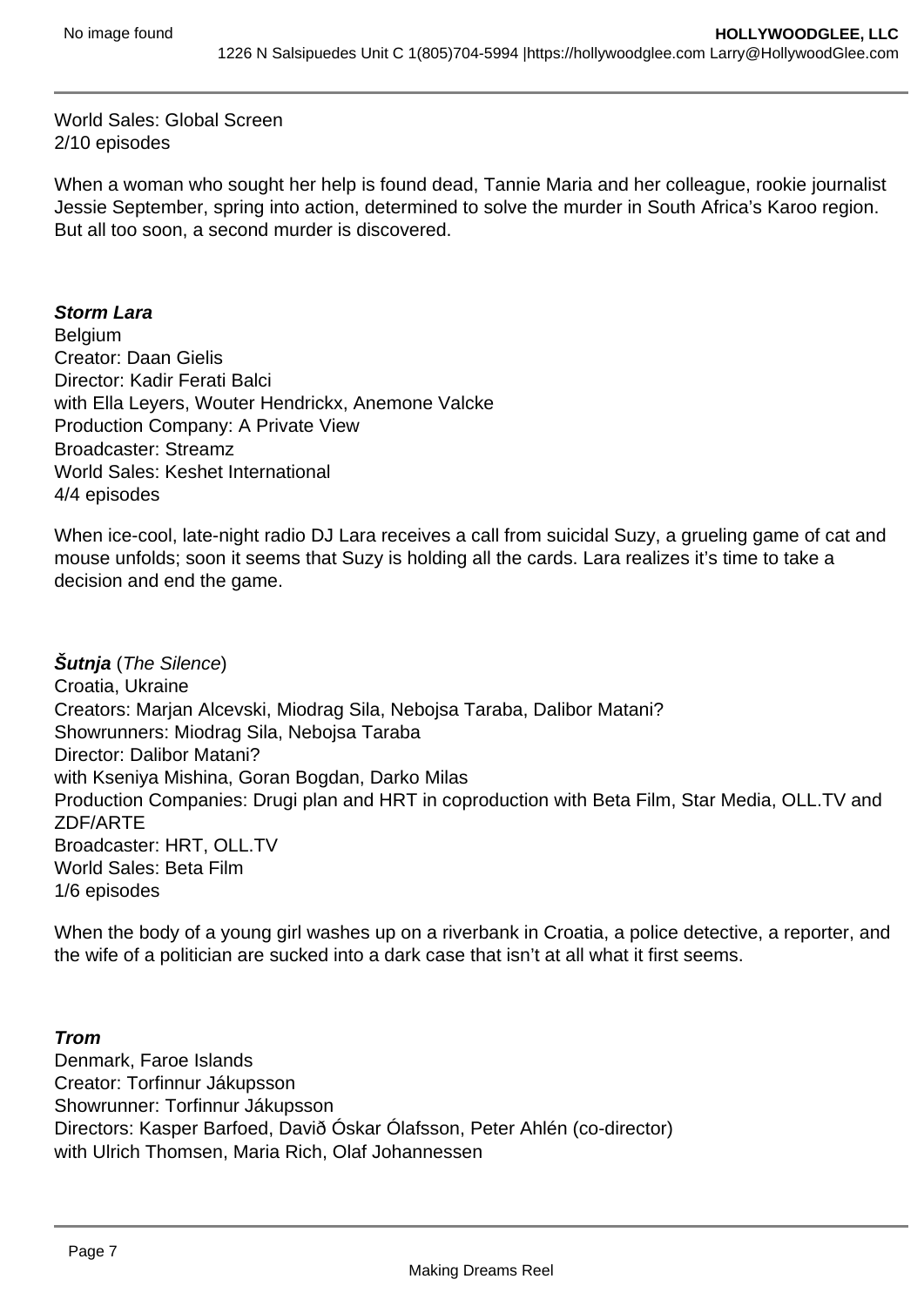World Sales: Global Screen
2/10 episodes

When a woman who sought her help is found dead, Tannie Maria and her colleague, rookie journalist Jessie September, spring into action, determined to solve the murder in South Africa's Karoo region. But all too soon, a second murder is discovered.

***Storm Lara***
Belgium
Creator: Daan Gielis
Director: Kadir Ferati Balci
with Ella Leyers, Wouter Hendrickx, Anemone Valcke
Production Company: A Private View
Broadcaster: Streamz
World Sales: Keshet International
4/4 episodes

When ice-cool, late-night radio DJ Lara receives a call from suicidal Suzy, a grueling game of cat and mouse unfolds; soon it seems that Suzy is holding all the cards. Lara realizes it's time to take a decision and end the game.

***Šutnja*** (*The Silence*)
Croatia, Ukraine
Creators: Marjan Alcevski, Miodrag Sila, Nebojsa Taraba, Dalibor Matani?
Showrunners: Miodrag Sila, Nebojsa Taraba
Director: Dalibor Matani?
with Kseniya Mishina, Goran Bogdan, Darko Milas
Production Companies: Drugi plan and HRT in coproduction with Beta Film, Star Media, OLL.TV and ZDF/ARTE
Broadcaster: HRT, OLL.TV
World Sales: Beta Film
1/6 episodes

When the body of a young girl washes up on a riverbank in Croatia, a police detective, a reporter, and the wife of a politician are sucked into a dark case that isn't at all what it first seems.

***Trom***
Denmark, Faroe Islands
Creator: Torfinnur Jákupsson
Showrunner: Torfinnur Jákupsson
Directors: Kasper Barfoed, Davið Óskar Ólafsson, Peter Ahlén (co-director)
with Ulrich Thomsen, Maria Rich, Olaf Johannessen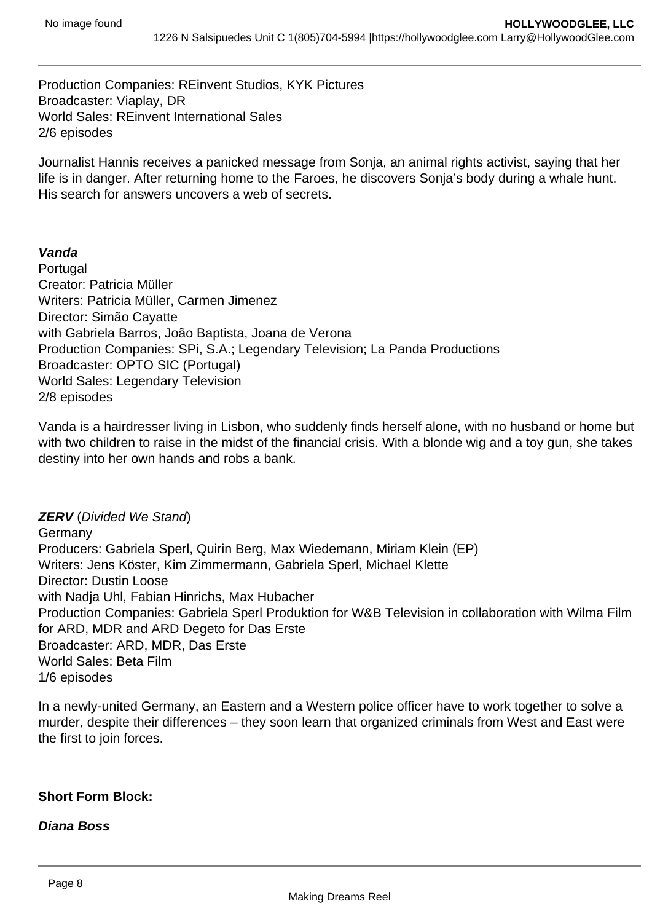Production Companies: REinvent Studios, KYK Pictures
Broadcaster: Viaplay, DR
World Sales: REinvent International Sales
2/6 episodes

Journalist Hannis receives a panicked message from Sonja, an animal rights activist, saying that her life is in danger. After returning home to the Faroes, he discovers Sonja's body during a whale hunt. His search for answers uncovers a web of secrets.

***Vanda***
Portugal
Creator: Patricia Müller
Writers: Patricia Müller, Carmen Jimenez
Director: Simão Cayatte
with Gabriela Barros, João Baptista, Joana de Verona
Production Companies: SPi, S.A.; Legendary Television; La Panda Productions
Broadcaster: OPTO SIC (Portugal)
World Sales: Legendary Television
2/8 episodes

Vanda is a hairdresser living in Lisbon, who suddenly finds herself alone, with no husband or home but with two children to raise in the midst of the financial crisis. With a blonde wig and a toy gun, she takes destiny into her own hands and robs a bank.

***ZERV*** (*Divided We Stand*)
Germany
Producers: Gabriela Sperl, Quirin Berg, Max Wiedemann, Miriam Klein (EP)
Writers: Jens Köster, Kim Zimmermann, Gabriela Sperl, Michael Klette
Director: Dustin Loose
with Nadja Uhl, Fabian Hinrichs, Max Hubacher
Production Companies: Gabriela Sperl Produktion for W&B Television in collaboration with Wilma Film for ARD, MDR and ARD Degeto for Das Erste
Broadcaster: ARD, MDR, Das Erste
World Sales: Beta Film
1/6 episodes

In a newly-united Germany, an Eastern and a Western police officer have to work together to solve a murder, despite their differences – they soon learn that organized criminals from West and East were the first to join forces.

**Short Form Block:**

***Diana Boss***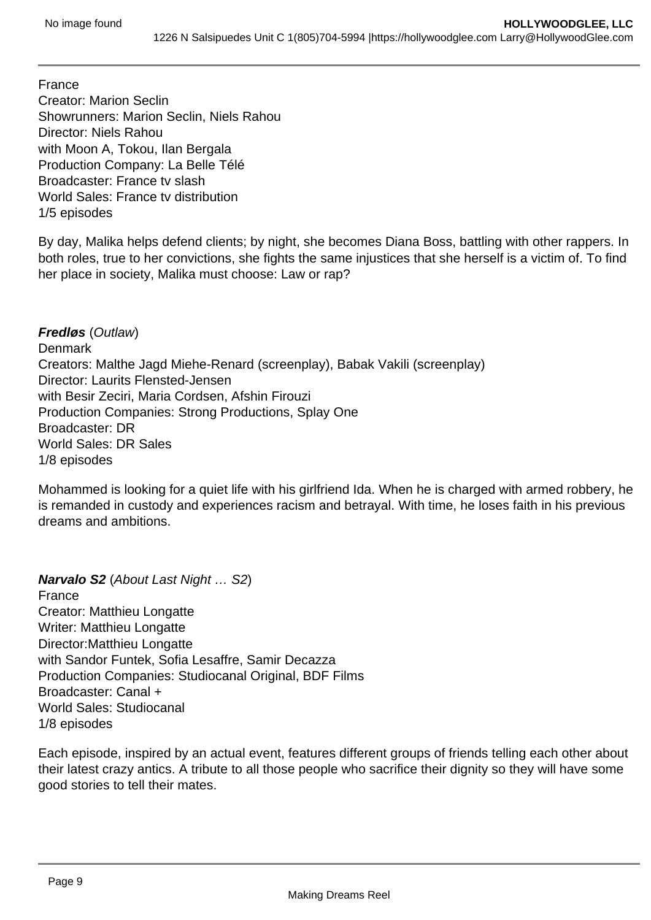France
Creator: Marion Seclin
Showrunners: Marion Seclin, Niels Rahou
Director: Niels Rahou
with Moon A, Tokou, Ilan Bergala
Production Company: La Belle Télé
Broadcaster: France tv slash
World Sales: France tv distribution
1/5 episodes

By day, Malika helps defend clients; by night, she becomes Diana Boss, battling with other rappers. In both roles, true to her convictions, she fights the same injustices that she herself is a victim of. To find her place in society, Malika must choose: Law or rap?

***Fredløs*** (*Outlaw*)
Denmark
Creators: Malthe Jagd Miehe-Renard (screenplay), Babak Vakili (screenplay)
Director: Laurits Flensted-Jensen
with Besir Zeciri, Maria Cordsen, Afshin Firouzi
Production Companies: Strong Productions, Splay One
Broadcaster: DR
World Sales: DR Sales
1/8 episodes

Mohammed is looking for a quiet life with his girlfriend Ida. When he is charged with armed robbery, he is remanded in custody and experiences racism and betrayal. With time, he loses faith in his previous dreams and ambitions.

***Narvalo S2*** (*About Last Night … S2*)
France
Creator: Matthieu Longatte
Writer: Matthieu Longatte
Director:Matthieu Longatte
with Sandor Funtek, Sofia Lesaffre, Samir Decazza
Production Companies: Studiocanal Original, BDF Films
Broadcaster: Canal +
World Sales: Studiocanal
1/8 episodes

Each episode, inspired by an actual event, features different groups of friends telling each other about their latest crazy antics. A tribute to all those people who sacrifice their dignity so they will have some good stories to tell their mates.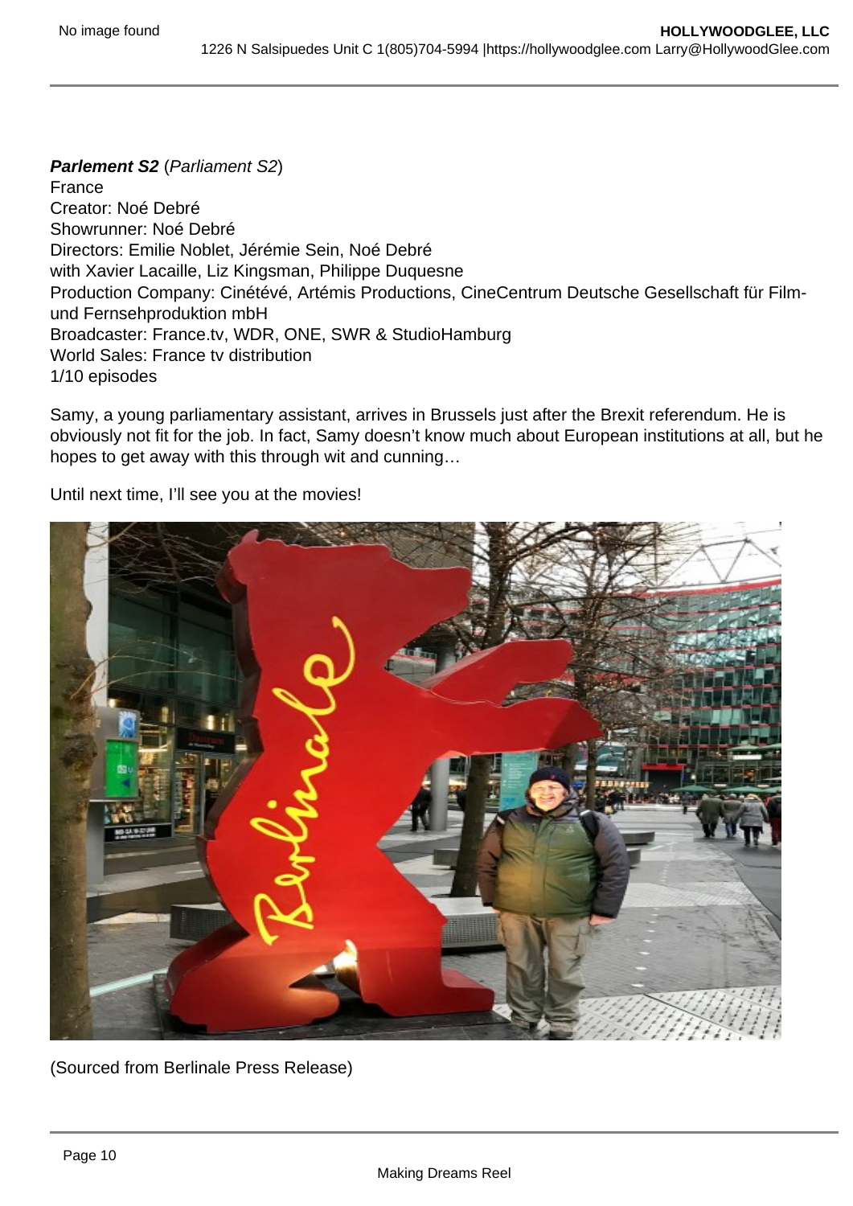***Parlement S2*** (*Parliament S2*)
France
Creator: Noé Debré
Showrunner: Noé Debré
Directors: Emilie Noblet, Jérémie Sein, Noé Debré
with Xavier Lacaille, Liz Kingsman, Philippe Duquesne
Production Company: Cinétévé, Artémis Productions, CineCentrum Deutsche Gesellschaft für Film- und Fernsehproduktion mbH
Broadcaster: France.tv, WDR, ONE, SWR & StudioHamburg
World Sales: France tv distribution
1/10 episodes

Samy, a young parliamentary assistant, arrives in Brussels just after the Brexit referendum. He is obviously not fit for the job. In fact, Samy doesn't know much about European institutions at all, but he hopes to get away with this through wit and cunning…

Until next time, I'll see you at the movies!

(Sourced from Berlinale Press Release)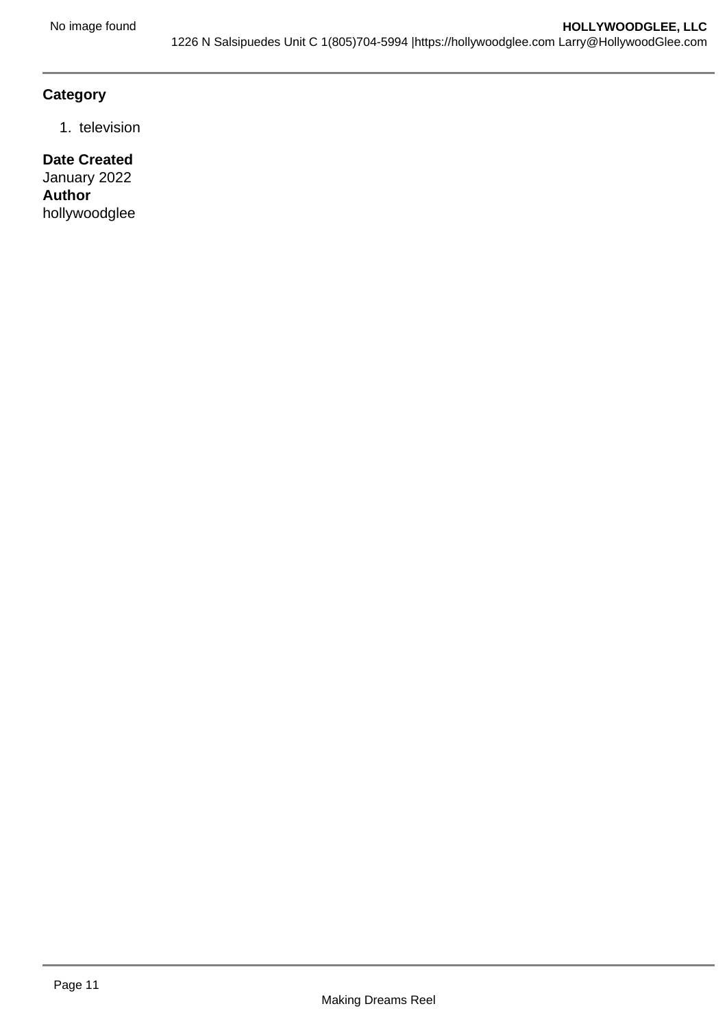**Category**

1. television

**Date Created**
January 2022
**Author**
hollywoodglee